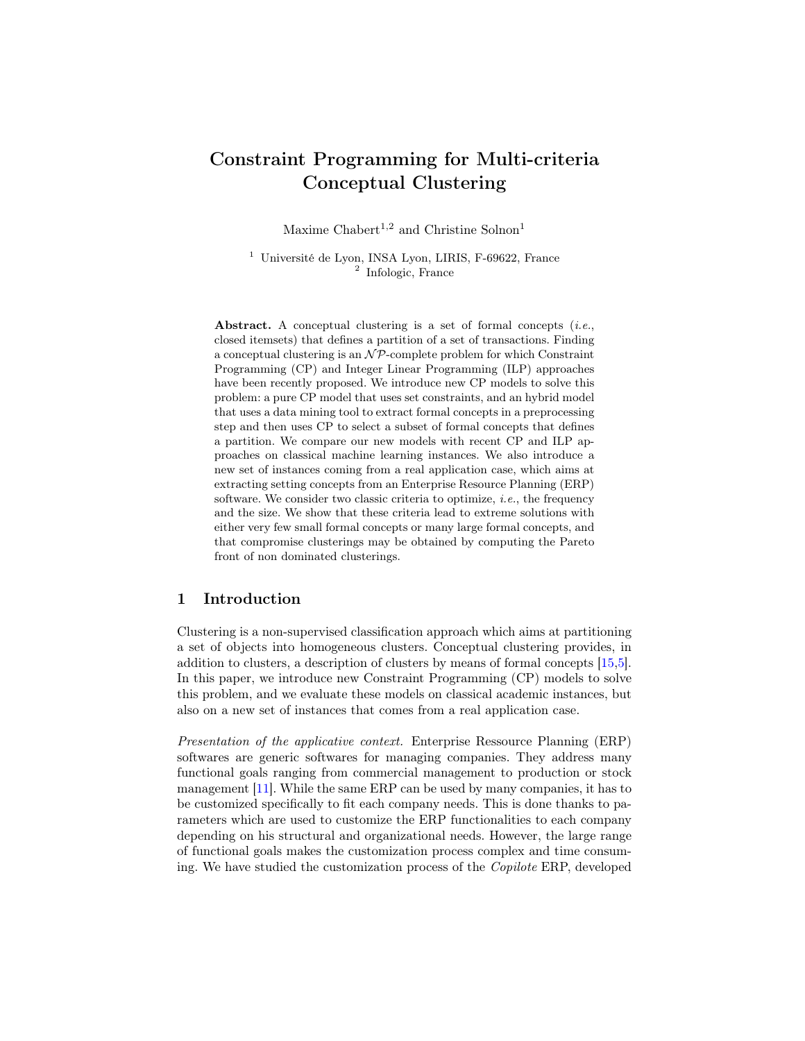# Constraint Programming for Multi-criteria Conceptual Clustering

Maxime Chabert[1,2] and Christine Solnon[1]

[1] Université de Lyon, INSA Lyon, LIRIS, F-69622, France
[2] Infologic, France

**Abstract.** A conceptual clustering is a set of formal concepts (*i.e.*, closed itemsets) that defines a partition of a set of transactions. Finding a conceptual clustering is an $\mathcal{NP}$-complete problem for which Constraint Programming (CP) and Integer Linear Programming (ILP) approaches have been recently proposed. We introduce new CP models to solve this problem: a pure CP model that uses set constraints, and an hybrid model that uses a data mining tool to extract formal concepts in a preprocessing step and then uses CP to select a subset of formal concepts that defines a partition. We compare our new models with recent CP and ILP approaches on classical machine learning instances. We also introduce a new set of instances coming from a real application case, which aims at extracting setting concepts from an Enterprise Resource Planning (ERP) software. We consider two classic criteria to optimize, *i.e.*, the frequency and the size. We show that these criteria lead to extreme solutions with either very few small formal concepts or many large formal concepts, and that compromise clusterings may be obtained by computing the Pareto front of non dominated clusterings.

## 1 Introduction

Clustering is a non-supervised classification approach which aims at partitioning a set of objects into homogeneous clusters. Conceptual clustering provides, in addition to clusters, a description of clusters by means of formal concepts [15,5]. In this paper, we introduce new Constraint Programming (CP) models to solve this problem, and we evaluate these models on classical academic instances, but also on a new set of instances that comes from a real application case.

*Presentation of the applicative context.* Enterprise Ressource Planning (ERP) softwares are generic softwares for managing companies. They address many functional goals ranging from commercial management to production or stock management [11]. While the same ERP can be used by many companies, it has to be customized specifically to fit each company needs. This is done thanks to parameters which are used to customize the ERP functionalities to each company depending on his structural and organizational needs. However, the large range of functional goals makes the customization process complex and time consuming. We have studied the customization process of the *Copilote* ERP, developed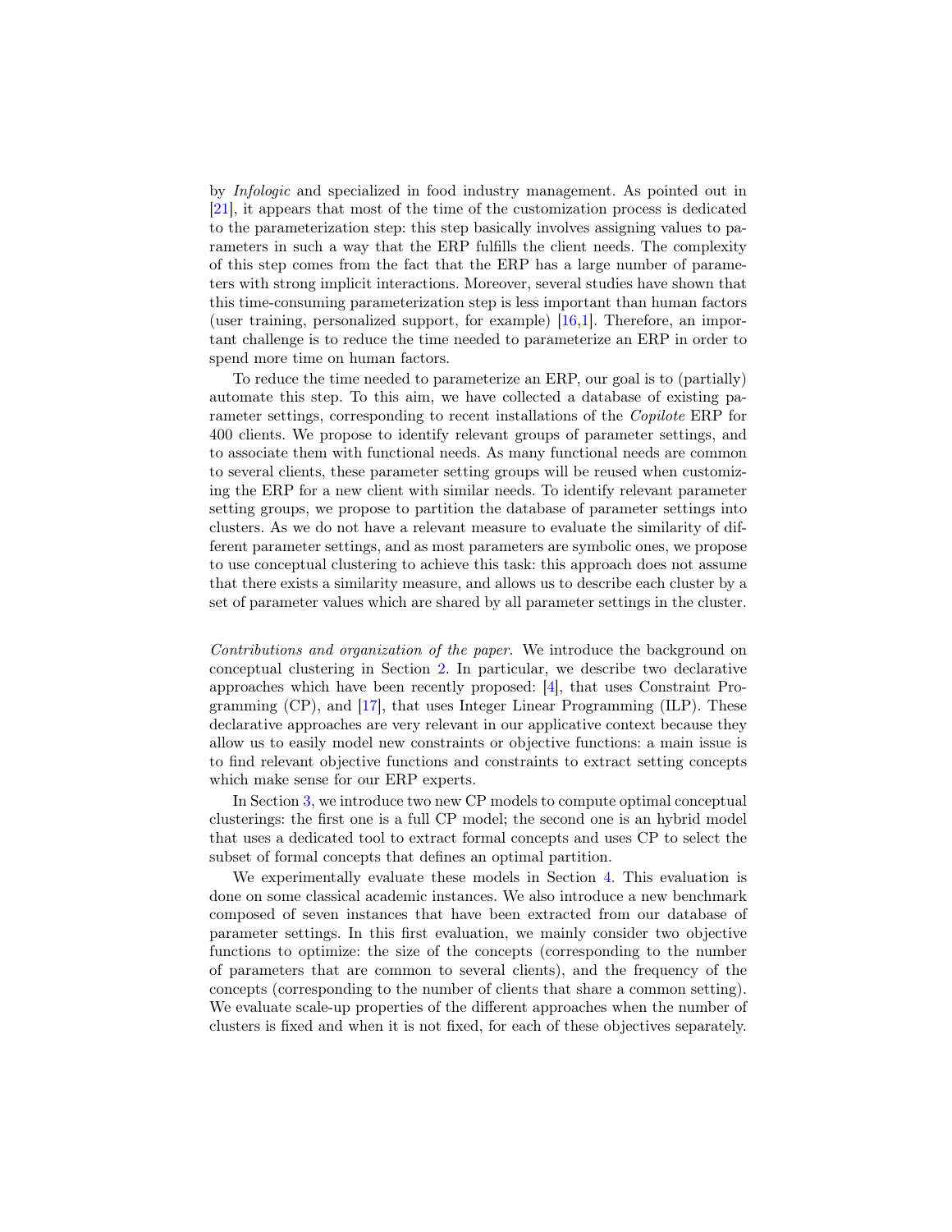by *Infologic* and specialized in food industry management. As pointed out in [21], it appears that most of the time of the customization process is dedicated to the parameterization step: this step basically involves assigning values to parameters in such a way that the ERP fulfills the client needs. The complexity of this step comes from the fact that the ERP has a large number of parameters with strong implicit interactions. Moreover, several studies have shown that this time-consuming parameterization step is less important than human factors (user training, personalized support, for example) [16,1]. Therefore, an important challenge is to reduce the time needed to parameterize an ERP in order to spend more time on human factors.

To reduce the time needed to parameterize an ERP, our goal is to (partially) automate this step. To this aim, we have collected a database of existing parameter settings, corresponding to recent installations of the *Copilote* ERP for 400 clients. We propose to identify relevant groups of parameter settings, and to associate them with functional needs. As many functional needs are common to several clients, these parameter setting groups will be reused when customizing the ERP for a new client with similar needs. To identify relevant parameter setting groups, we propose to partition the database of parameter settings into clusters. As we do not have a relevant measure to evaluate the similarity of different parameter settings, and as most parameters are symbolic ones, we propose to use conceptual clustering to achieve this task: this approach does not assume that there exists a similarity measure, and allows us to describe each cluster by a set of parameter values which are shared by all parameter settings in the cluster.

*Contributions and organization of the paper.* We introduce the background on conceptual clustering in Section 2. In particular, we describe two declarative approaches which have been recently proposed: [4], that uses Constraint Programming (CP), and [17], that uses Integer Linear Programming (ILP). These declarative approaches are very relevant in our applicative context because they allow us to easily model new constraints or objective functions: a main issue is to find relevant objective functions and constraints to extract setting concepts which make sense for our ERP experts.

In Section 3, we introduce two new CP models to compute optimal conceptual clusterings: the first one is a full CP model; the second one is an hybrid model that uses a dedicated tool to extract formal concepts and uses CP to select the subset of formal concepts that defines an optimal partition.

We experimentally evaluate these models in Section 4. This evaluation is done on some classical academic instances. We also introduce a new benchmark composed of seven instances that have been extracted from our database of parameter settings. In this first evaluation, we mainly consider two objective functions to optimize: the size of the concepts (corresponding to the number of parameters that are common to several clients), and the frequency of the concepts (corresponding to the number of clients that share a common setting). We evaluate scale-up properties of the different approaches when the number of clusters is fixed and when it is not fixed, for each of these objectives separately.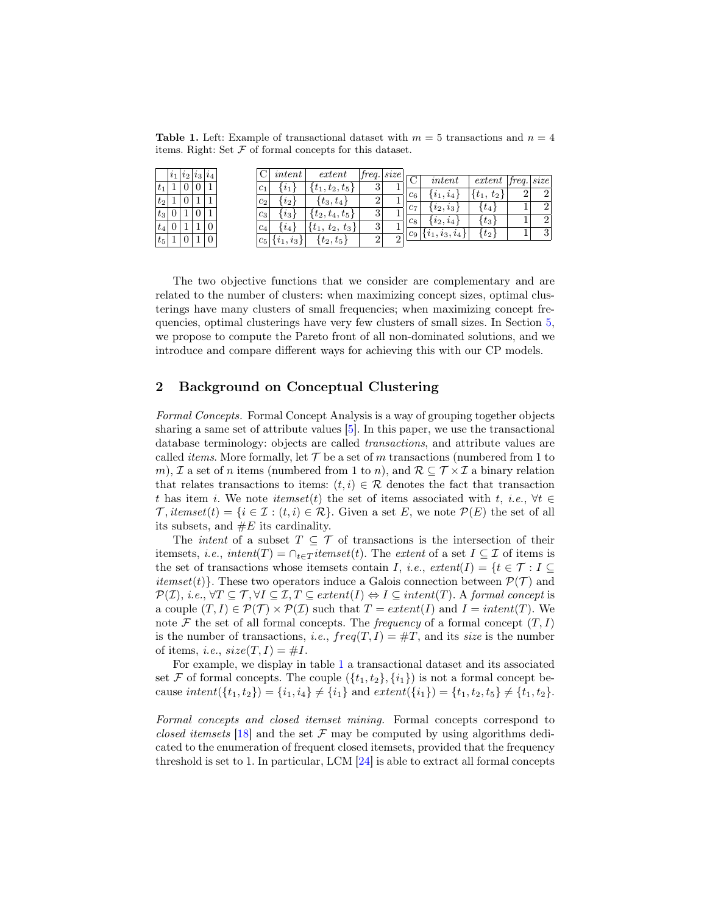**Table 1.** Left: Example of transactional dataset with $m = 5$ transactions and $n = 4$ items. Right: Set $\mathcal{F}$ of formal concepts for this dataset.

| | $i_1$ | $i_2$ | $i_3$ | $i_4$ |
|---|---|---|---|---|
| $t_1$ | 1 | 0 | 0 | 1 |
| $t_2$ | 1 | 0 | 1 | 1 |
| $t_3$ | 0 | 1 | 0 | 1 |
| $t_4$ | 0 | 1 | 1 | 0 |
| $t_5$ | 1 | 0 | 1 | 0 |

| C | *intent* | *extent* | *freq.* | *size* |
|---|---|---|---|---|
| $c_1$ | $\{i_1\}$ | $\{t_1, t_2, t_5\}$ | 3 | 1 |
| $c_2$ | $\{i_2\}$ | $\{t_3, t_4\}$ | 2 | 1 |
| $c_3$ | $\{i_3\}$ | $\{t_2, t_4, t_5\}$ | 3 | 1 |
| $c_4$ | $\{i_4\}$ | $\{t_1, t_2, t_3\}$ | 3 | 1 |
| $c_5$ | $\{i_1, i_3\}$ | $\{t_2, t_5\}$ | 2 | 2 |
| $c_6$ | $\{i_1, i_4\}$ | $\{t_1, t_2\}$ | 2 | 2 |
| $c_7$ | $\{i_2, i_3\}$ | $\{t_4\}$ | 1 | 2 |
| $c_8$ | $\{i_2, i_4\}$ | $\{t_3\}$ | 1 | 2 |
| $c_9$ | $\{i_1, i_3, i_4\}$ | $\{t_2\}$ | 1 | 3 |

The two objective functions that we consider are complementary and are related to the number of clusters: when maximizing concept sizes, optimal clusterings have many clusters of small frequencies; when maximizing concept frequencies, optimal clusterings have very few clusters of small sizes. In Section 5, we propose to compute the Pareto front of all non-dominated solutions, and we introduce and compare different ways for achieving this with our CP models.

## 2 Background on Conceptual Clustering

*Formal Concepts.* Formal Concept Analysis is a way of grouping together objects sharing a same set of attribute values [5]. In this paper, we use the transactional database terminology: objects are called *transactions*, and attribute values are called *items*. More formally, let $\mathcal{T}$ be a set of $m$ transactions (numbered from 1 to $m$), $\mathcal{I}$ a set of $n$ items (numbered from 1 to $n$), and $\mathcal{R} \subseteq \mathcal{T} \times \mathcal{I}$ a binary relation that relates transactions to items: $(t, i) \in \mathcal{R}$ denotes the fact that transaction $t$ has item $i$. We note *itemset*$(t)$ the set of items associated with $t$, *i.e.*, $\forall t \in \mathcal{T}, itemset(t) = \{i \in \mathcal{I} : (t, i) \in \mathcal{R}\}$. Given a set $E$, we note $\mathcal{P}(E)$ the set of all its subsets, and $\#E$ its cardinality.

The *intent* of a subset $T \subseteq \mathcal{T}$ of transactions is the intersection of their itemsets, *i.e.*, $intent(T) = \cap_{t \in T} itemset(t)$. The *extent* of a set $I \subseteq \mathcal{I}$ of items is the set of transactions whose itemsets contain $I$, *i.e.*, $extent(I) = \{t \in \mathcal{T} : I \subseteq itemset(t)\}$. These two operators induce a Galois connection between $\mathcal{P}(\mathcal{T})$ and $\mathcal{P}(\mathcal{I})$, *i.e.*, $\forall T \subseteq \mathcal{T}, \forall I \subseteq \mathcal{I}, T \subseteq extent(I) \Leftrightarrow I \subseteq intent(T)$. A *formal concept* is a couple $(T, I) \in \mathcal{P}(\mathcal{T}) \times \mathcal{P}(\mathcal{I})$ such that $T = extent(I)$ and $I = intent(T)$. We note $\mathcal{F}$ the set of all formal concepts. The *frequency* of a formal concept $(T, I)$ is the number of transactions, *i.e.*, $freq(T, I) = \#T$, and its *size* is the number of items, *i.e.*, $size(T, I) = \#I$.

For example, we display in table 1 a transactional dataset and its associated set $\mathcal{F}$ of formal concepts. The couple $(\{t_1, t_2\}, \{i_1\})$ is not a formal concept because $intent(\{t_1, t_2\}) = \{i_1, i_4\} \neq \{i_1\}$ and $extent(\{i_1\}) = \{t_1, t_2, t_5\} \neq \{t_1, t_2\}$.

*Formal concepts and closed itemset mining.* Formal concepts correspond to *closed itemsets* [18] and the set $\mathcal{F}$ may be computed by using algorithms dedicated to the enumeration of frequent closed itemsets, provided that the frequency threshold is set to 1. In particular, LCM [24] is able to extract all formal concepts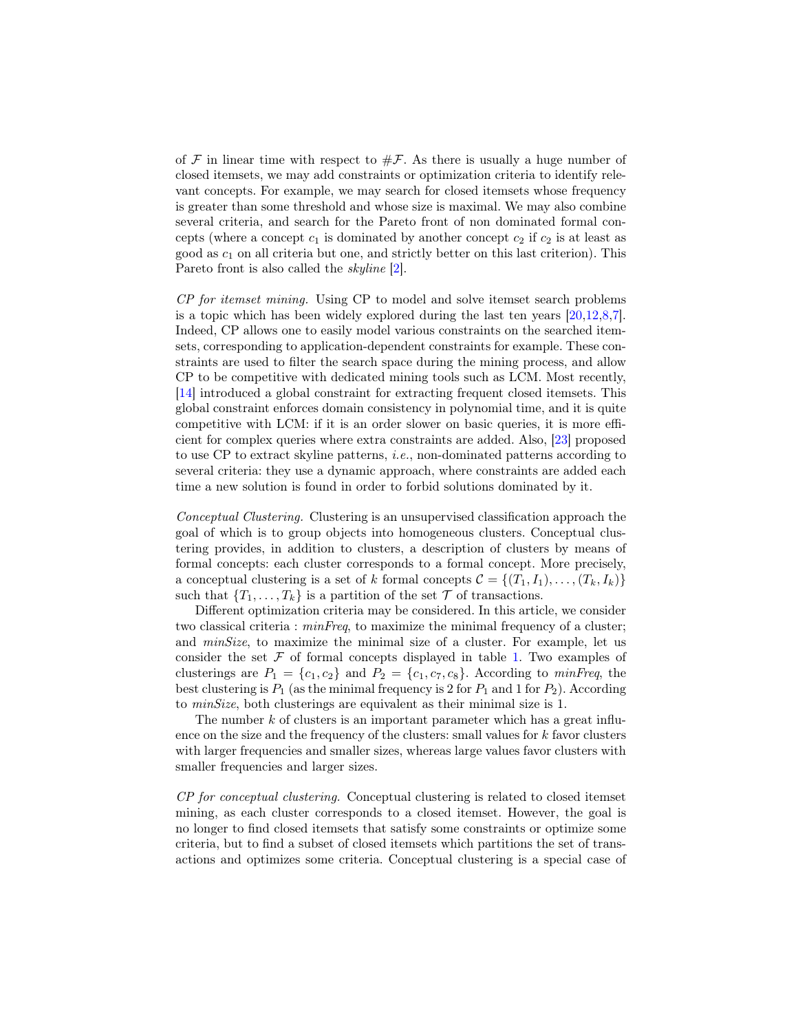of $\mathcal{F}$ in linear time with respect to $\#\mathcal{F}$. As there is usually a huge number of closed itemsets, we may add constraints or optimization criteria to identify relevant concepts. For example, we may search for closed itemsets whose frequency is greater than some threshold and whose size is maximal. We may also combine several criteria, and search for the Pareto front of non dominated formal concepts (where a concept $c_1$ is dominated by another concept $c_2$ if $c_2$ is at least as good as $c_1$ on all criteria but one, and strictly better on this last criterion). This Pareto front is also called the *skyline* [2].

*CP for itemset mining.* Using CP to model and solve itemset search problems is a topic which has been widely explored during the last ten years [20,12,8,7]. Indeed, CP allows one to easily model various constraints on the searched itemsets, corresponding to application-dependent constraints for example. These constraints are used to filter the search space during the mining process, and allow CP to be competitive with dedicated mining tools such as LCM. Most recently, [14] introduced a global constraint for extracting frequent closed itemsets. This global constraint enforces domain consistency in polynomial time, and it is quite competitive with LCM: if it is an order slower on basic queries, it is more efficient for complex queries where extra constraints are added. Also, [23] proposed to use CP to extract skyline patterns, *i.e.*, non-dominated patterns according to several criteria: they use a dynamic approach, where constraints are added each time a new solution is found in order to forbid solutions dominated by it.

*Conceptual Clustering.* Clustering is an unsupervised classification approach the goal of which is to group objects into homogeneous clusters. Conceptual clustering provides, in addition to clusters, a description of clusters by means of formal concepts: each cluster corresponds to a formal concept. More precisely, a conceptual clustering is a set of $k$ formal concepts $\mathcal{C} = \{(T_1, I_1), \ldots, (T_k, I_k)\}$ such that $\{T_1, \ldots, T_k\}$ is a partition of the set $\mathcal{T}$ of transactions.

Different optimization criteria may be considered. In this article, we consider two classical criteria : *minFreq*, to maximize the minimal frequency of a cluster; and *minSize*, to maximize the minimal size of a cluster. For example, let us consider the set $\mathcal{F}$ of formal concepts displayed in table 1. Two examples of clusterings are $P_1 = \{c_1, c_2\}$ and $P_2 = \{c_1, c_7, c_8\}$. According to *minFreq*, the best clustering is $P_1$ (as the minimal frequency is 2 for $P_1$ and 1 for $P_2$). According to *minSize*, both clusterings are equivalent as their minimal size is 1.

The number $k$ of clusters is an important parameter which has a great influence on the size and the frequency of the clusters: small values for $k$ favor clusters with larger frequencies and smaller sizes, whereas large values favor clusters with smaller frequencies and larger sizes.

*CP for conceptual clustering.* Conceptual clustering is related to closed itemset mining, as each cluster corresponds to a closed itemset. However, the goal is no longer to find closed itemsets that satisfy some constraints or optimize some criteria, but to find a subset of closed itemsets which partitions the set of transactions and optimizes some criteria. Conceptual clustering is a special case of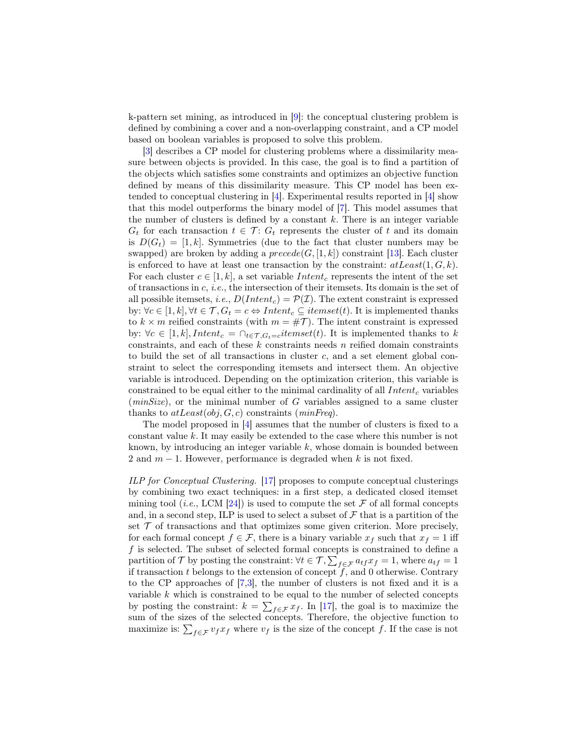k-pattern set mining, as introduced in [9]: the conceptual clustering problem is defined by combining a cover and a non-overlapping constraint, and a CP model based on boolean variables is proposed to solve this problem.

[3] describes a CP model for clustering problems where a dissimilarity measure between objects is provided. In this case, the goal is to find a partition of the objects which satisfies some constraints and optimizes an objective function defined by means of this dissimilarity measure. This CP model has been extended to conceptual clustering in [4]. Experimental results reported in [4] show that this model outperforms the binary model of [7]. This model assumes that the number of clusters is defined by a constant $k$. There is an integer variable $G_t$ for each transaction $t \in \mathcal{T}$: $G_t$ represents the cluster of $t$ and its domain is $D(G_t) = [1, k]$. Symmetries (due to the fact that cluster numbers may be swapped) are broken by adding a $precede(G, [1, k])$ constraint [13]. Each cluster is enforced to have at least one transaction by the constraint: $atLeast(1, G, k)$. For each cluster $c \in [1, k]$, a set variable $Intent_c$ represents the intent of the set of transactions in $c$, *i.e.*, the intersection of their itemsets. Its domain is the set of all possible itemsets, *i.e.*, $D(Intent_c) = \mathcal{P}(\mathcal{I})$. The extent constraint is expressed by: $\forall c \in [1, k], \forall t \in \mathcal{T}, G_t = c \Leftrightarrow Intent_c \subseteq itemset(t)$. It is implemented thanks to $k \times m$ reified constraints (with $m = \#\mathcal{T}$). The intent constraint is expressed by: $\forall c \in [1, k], Intent_c = \cap_{t \in \mathcal{T}, G_t = c} itemset(t)$. It is implemented thanks to $k$ constraints, and each of these $k$ constraints needs $n$ reified domain constraints to build the set of all transactions in cluster $c$, and a set element global constraint to select the corresponding itemsets and intersect them. An objective variable is introduced. Depending on the optimization criterion, this variable is constrained to be equal either to the minimal cardinality of all $Intent_c$ variables (*minSize*), or the minimal number of $G$ variables assigned to a same cluster thanks to $atLeast(obj, G, c)$ constraints (*minFreq*).

The model proposed in [4] assumes that the number of clusters is fixed to a constant value $k$. It may easily be extended to the case where this number is not known, by introducing an integer variable $k$, whose domain is bounded between 2 and $m - 1$. However, performance is degraded when $k$ is not fixed.

*ILP for Conceptual Clustering.* [17] proposes to compute conceptual clusterings by combining two exact techniques: in a first step, a dedicated closed itemset mining tool (*i.e.*, LCM [24]) is used to compute the set $\mathcal{F}$ of all formal concepts and, in a second step, ILP is used to select a subset of $\mathcal{F}$ that is a partition of the set $\mathcal{T}$ of transactions and that optimizes some given criterion. More precisely, for each formal concept $f \in \mathcal{F}$, there is a binary variable $x_f$ such that $x_f = 1$ iff $f$ is selected. The subset of selected formal concepts is constrained to define a partition of $\mathcal{T}$ by posting the constraint: $\forall t \in \mathcal{T}, \sum_{f \in \mathcal{F}} a_{tf} x_f = 1$, where $a_{tf} = 1$ if transaction $t$ belongs to the extension of concept $f$, and 0 otherwise. Contrary to the CP approaches of [7,3], the number of clusters is not fixed and it is a variable $k$ which is constrained to be equal to the number of selected concepts by posting the constraint: $k = \sum_{f \in \mathcal{F}} x_f$. In [17], the goal is to maximize the sum of the sizes of the selected concepts. Therefore, the objective function to maximize is: $\sum_{f \in \mathcal{F}} v_f x_f$ where $v_f$ is the size of the concept $f$. If the case is not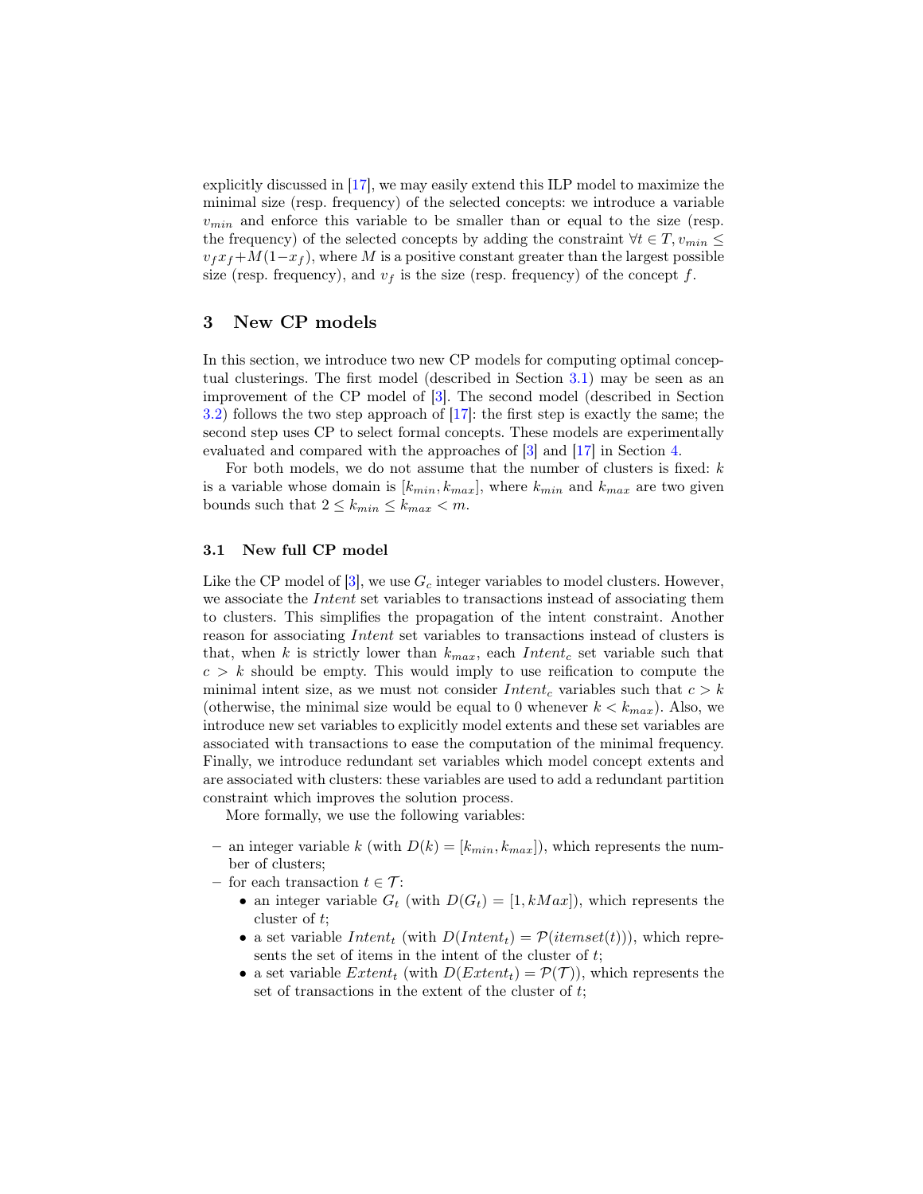explicitly discussed in [17], we may easily extend this ILP model to maximize the minimal size (resp. frequency) of the selected concepts: we introduce a variable $v_{min}$ and enforce this variable to be smaller than or equal to the size (resp. the frequency) of the selected concepts by adding the constraint $\forall t \in T, v_{min} \leq v_f x_f + M(1-x_f)$, where $M$ is a positive constant greater than the largest possible size (resp. frequency), and $v_f$ is the size (resp. frequency) of the concept $f$.

## 3 New CP models

In this section, we introduce two new CP models for computing optimal conceptual clusterings. The first model (described in Section 3.1) may be seen as an improvement of the CP model of [3]. The second model (described in Section 3.2) follows the two step approach of [17]: the first step is exactly the same; the second step uses CP to select formal concepts. These models are experimentally evaluated and compared with the approaches of [3] and [17] in Section 4.

For both models, we do not assume that the number of clusters is fixed: $k$ is a variable whose domain is $[k_{min}, k_{max}]$, where $k_{min}$ and $k_{max}$ are two given bounds such that $2 \leq k_{min} \leq k_{max} < m$.

### 3.1 New full CP model

Like the CP model of [3], we use $G_c$ integer variables to model clusters. However, we associate the *Intent* set variables to transactions instead of associating them to clusters. This simplifies the propagation of the intent constraint. Another reason for associating *Intent* set variables to transactions instead of clusters is that, when $k$ is strictly lower than $k_{max}$, each $Intent_c$ set variable such that $c > k$ should be empty. This would imply to use reification to compute the minimal intent size, as we must not consider $Intent_c$ variables such that $c > k$ (otherwise, the minimal size would be equal to 0 whenever $k < k_{max}$). Also, we introduce new set variables to explicitly model extents and these set variables are associated with transactions to ease the computation of the minimal frequency. Finally, we introduce redundant set variables which model concept extents and are associated with clusters: these variables are used to add a redundant partition constraint which improves the solution process.

More formally, we use the following variables:

- an integer variable $k$ (with $D(k) = [k_{min}, k_{max}]$), which represents the number of clusters;
- for each transaction $t \in \mathcal{T}$:
  - an integer variable $G_t$ (with $D(G_t) = [1, kMax]$), which represents the cluster of $t$;
  - a set variable $Intent_t$ (with $D(Intent_t) = \mathcal{P}(itemset(t))$), which represents the set of items in the intent of the cluster of $t$;
  - a set variable $Extent_t$ (with $D(Extent_t) = \mathcal{P}(\mathcal{T})$), which represents the set of transactions in the extent of the cluster of $t$;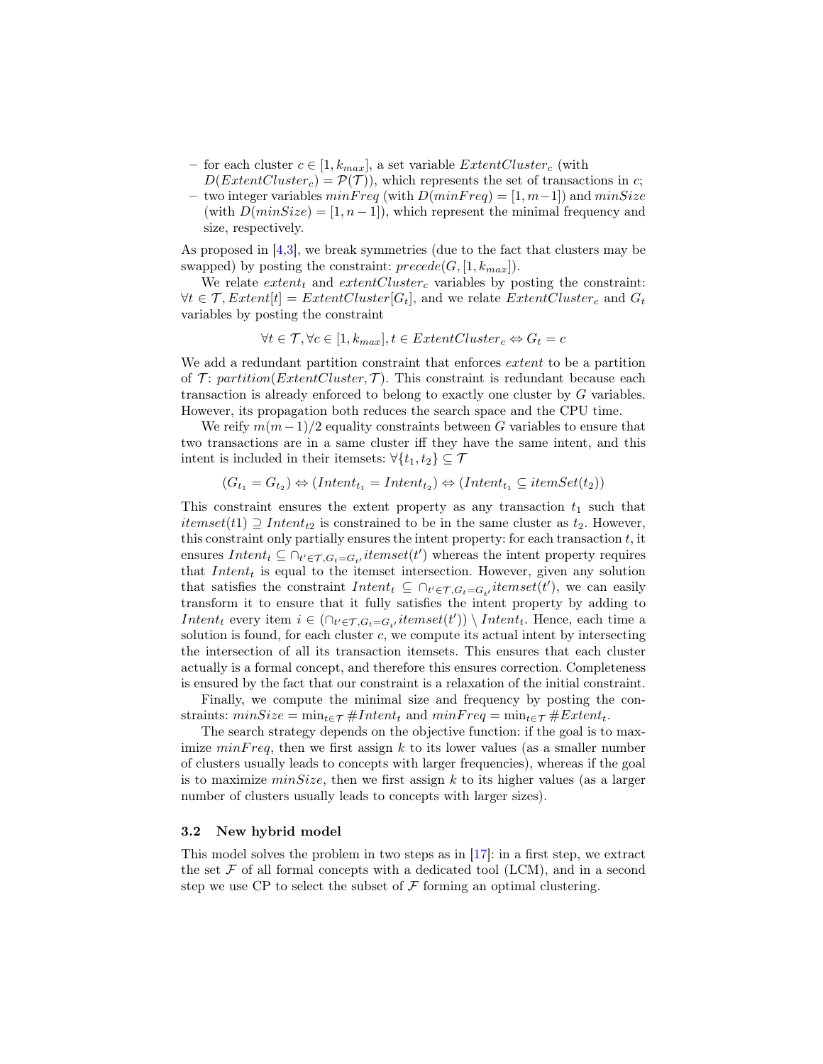- for each cluster $c \in [1, k_{max}]$, a set variable $ExtentCluster_c$ (with $D(ExtentCluster_c) = \mathcal{P}(\mathcal{T})$), which represents the set of transactions in $c$;
- two integer variables $minFreq$ (with $D(minFreq) = [1, m-1]$) and $minSize$ (with $D(minSize) = [1, n-1]$), which represent the minimal frequency and size, respectively.

As proposed in [4,3], we break symmetries (due to the fact that clusters may be swapped) by posting the constraint: $precede(G, [1, k_{max}])$.

We relate $extent_t$ and $extentCluster_c$ variables by posting the constraint: $\forall t \in \mathcal{T}, Extent[t] = ExtentCluster[G_t]$, and we relate $ExtentCluster_c$ and $G_t$ variables by posting the constraint

$$\forall t \in \mathcal{T}, \forall c \in [1, k_{max}], t \in ExtentCluster_c \Leftrightarrow G_t = c$$

We add a redundant partition constraint that enforces $extent$ to be a partition of $\mathcal{T}$: $partition(ExtentCluster, \mathcal{T})$. This constraint is redundant because each transaction is already enforced to belong to exactly one cluster by $G$ variables. However, its propagation both reduces the search space and the CPU time.

We reify $m(m-1)/2$ equality constraints between $G$ variables to ensure that two transactions are in a same cluster iff they have the same intent, and this intent is included in their itemsets: $\forall \{t_1, t_2\} \subseteq \mathcal{T}$

$$(G_{t_1} = G_{t_2}) \Leftrightarrow (Intent_{t_1} = Intent_{t_2}) \Leftrightarrow (Intent_{t_1} \subseteq itemSet(t_2))$$

This constraint ensures the extent property as any transaction $t_1$ such that $itemset(t1) \supseteq Intent_{t2}$ is constrained to be in the same cluster as $t_2$. However, this constraint only partially ensures the intent property: for each transaction $t$, it ensures $Intent_t \subseteq \cap_{t' \in \mathcal{T}, G_t = G_{t'}} itemset(t')$ whereas the intent property requires that $Intent_t$ is equal to the itemset intersection. However, given any solution that satisfies the constraint $Intent_t \subseteq \cap_{t' \in \mathcal{T}, G_t = G_{t'}} itemset(t')$, we can easily transform it to ensure that it fully satisfies the intent property by adding to $Intent_t$ every item $i \in (\cap_{t' \in \mathcal{T}, G_t = G_{t'}} itemset(t')) \setminus Intent_t$. Hence, each time a solution is found, for each cluster $c$, we compute its actual intent by intersecting the intersection of all its transaction itemsets. This ensures that each cluster actually is a formal concept, and therefore this ensures correction. Completeness is ensured by the fact that our constraint is a relaxation of the initial constraint.

Finally, we compute the minimal size and frequency by posting the constraints: $minSize = \min_{t \in \mathcal{T}} \#Intent_t$ and $minFreq = \min_{t \in \mathcal{T}} \#Extent_t$.

The search strategy depends on the objective function: if the goal is to maximize $minFreq$, then we first assign $k$ to its lower values (as a smaller number of clusters usually leads to concepts with larger frequencies), whereas if the goal is to maximize $minSize$, then we first assign $k$ to its higher values (as a larger number of clusters usually leads to concepts with larger sizes).

### 3.2 New hybrid model

This model solves the problem in two steps as in [17]: in a first step, we extract the set $\mathcal{F}$ of all formal concepts with a dedicated tool (LCM), and in a second step we use CP to select the subset of $\mathcal{F}$ forming an optimal clustering.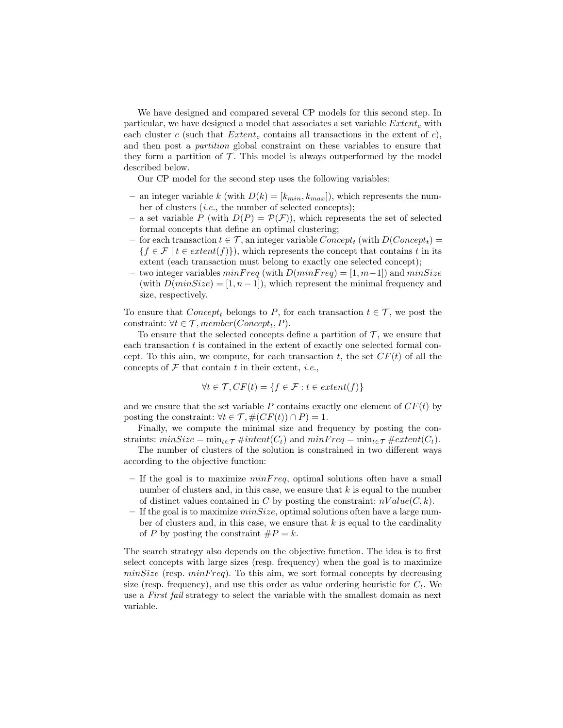We have designed and compared several CP models for this second step. In particular, we have designed a model that associates a set variable $Extent_c$ with each cluster $c$ (such that $Extent_c$ contains all transactions in the extent of $c$), and then post a *partition* global constraint on these variables to ensure that they form a partition of $\mathcal{T}$. This model is always outperformed by the model described below.

Our CP model for the second step uses the following variables:

- an integer variable $k$ (with $D(k) = [k_{min}, k_{max}]$), which represents the number of clusters (*i.e.*, the number of selected concepts);
- a set variable $P$ (with $D(P) = \mathcal{P}(\mathcal{F})$), which represents the set of selected formal concepts that define an optimal clustering;
- for each transaction $t \in \mathcal{T}$, an integer variable $Concept_t$ (with $D(Concept_t) = \{f \in \mathcal{F} \mid t \in extent(f)\}$), which represents the concept that contains $t$ in its extent (each transaction must belong to exactly one selected concept);
- two integer variables $minFreq$ (with $D(minFreq) = [1, m-1]$) and $minSize$ (with $D(minSize) = [1, n-1]$), which represent the minimal frequency and size, respectively.

To ensure that $Concept_t$ belongs to $P$, for each transaction $t \in \mathcal{T}$, we post the constraint: $\forall t \in \mathcal{T}, member(Concept_t, P)$.

To ensure that the selected concepts define a partition of $\mathcal{T}$, we ensure that each transaction $t$ is contained in the extent of exactly one selected formal concept. To this aim, we compute, for each transaction $t$, the set $CF(t)$ of all the concepts of $\mathcal{F}$ that contain $t$ in their extent, *i.e.*,

$$\forall t \in \mathcal{T}, CF(t) = \{f \in \mathcal{F} : t \in extent(f)\}$$

and we ensure that the set variable $P$ contains exactly one element of $CF(t)$ by posting the constraint: $\forall t \in \mathcal{T}, \#(CF(t)) \cap P) = 1$.

Finally, we compute the minimal size and frequency by posting the constraints: $minSize = \min_{t \in \mathcal{T}} \#intent(C_t)$ and $minFreq = \min_{t \in \mathcal{T}} \#extent(C_t)$.

The number of clusters of the solution is constrained in two different ways according to the objective function:

- If the goal is to maximize $minFreq$, optimal solutions often have a small number of clusters and, in this case, we ensure that $k$ is equal to the number of distinct values contained in $C$ by posting the constraint: $nValue(C, k)$.
- If the goal is to maximize $minSize$, optimal solutions often have a large number of clusters and, in this case, we ensure that $k$ is equal to the cardinality of $P$ by posting the constraint $\#P = k$.

The search strategy also depends on the objective function. The idea is to first select concepts with large sizes (resp. frequency) when the goal is to maximize $minSize$ (resp. $minFreq$). To this aim, we sort formal concepts by decreasing size (resp. frequency), and use this order as value ordering heuristic for $C_t$. We use a *First fail* strategy to select the variable with the smallest domain as next variable.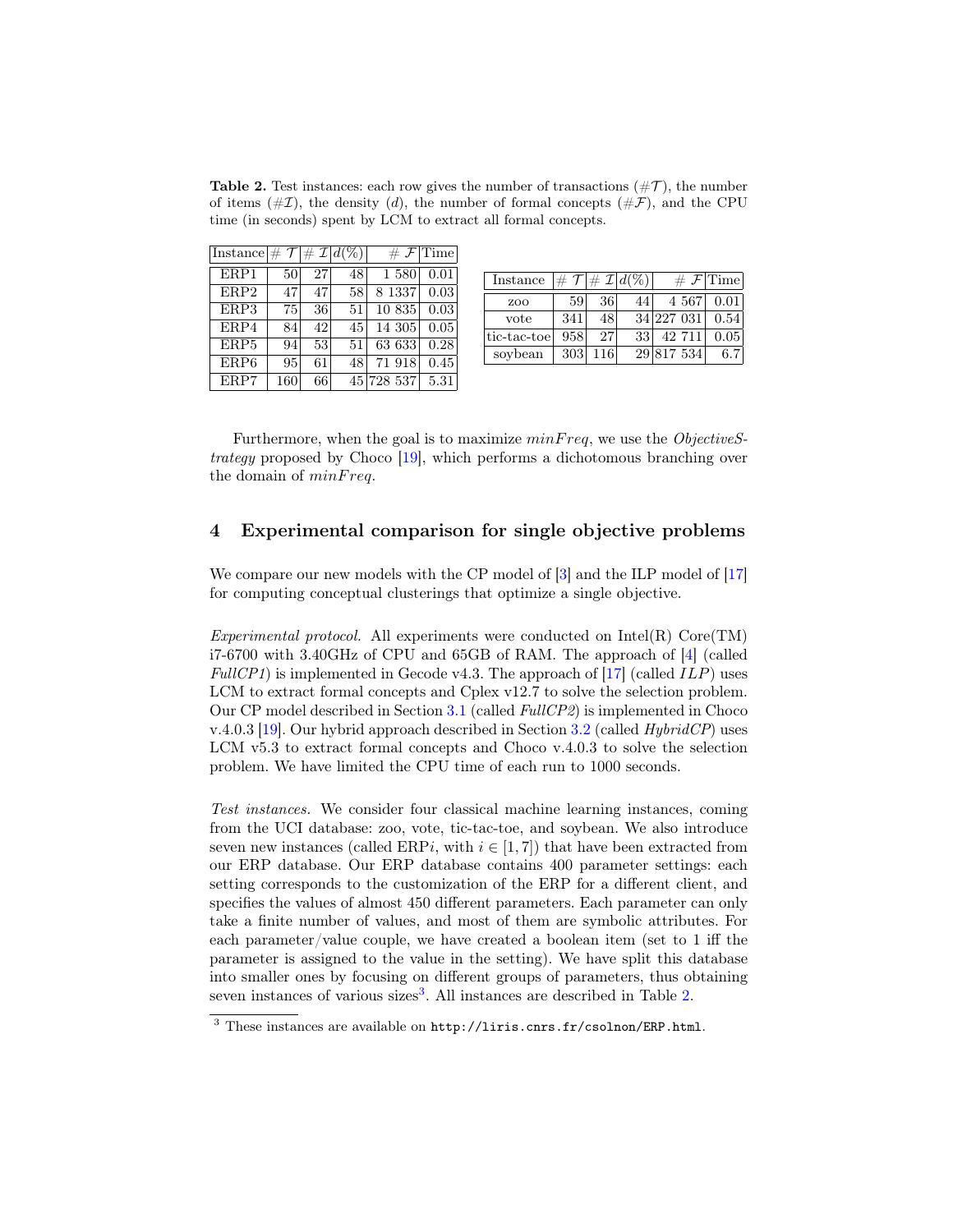**Table 2.** Test instances: each row gives the number of transactions ($\#\mathcal{T}$), the number of items ($\#\mathcal{I}$), the density ($d$), the number of formal concepts ($\#\mathcal{F}$), and the CPU time (in seconds) spent by LCM to extract all formal concepts.

| Instance | $\#\ \mathcal{T}$ | $\#\ \mathcal{I}$ | $d(\%)$ | $\#\ \mathcal{F}$ | Time |
|---|---|---|---|---|---|
| ERP1 | 50 | 27 | 48 | 1 580 | 0.01 |
| ERP2 | 47 | 47 | 58 | 8 1337 | 0.03 |
| ERP3 | 75 | 36 | 51 | 10 835 | 0.03 |
| ERP4 | 84 | 42 | 45 | 14 305 | 0.05 |
| ERP5 | 94 | 53 | 51 | 63 633 | 0.28 |
| ERP6 | 95 | 61 | 48 | 71 918 | 0.45 |
| ERP7 | 160 | 66 | 45 | 728 537 | 5.31 |

| Instance | $\#\ \mathcal{T}$ | $\#\ \mathcal{I}$ | $d(\%)$ | $\#\ \mathcal{F}$ | Time |
|---|---|---|---|---|---|
| zoo | 59 | 36 | 44 | 4 567 | 0.01 |
| vote | 341 | 48 | 34 | 227 031 | 0.54 |
| tic-tac-toe | 958 | 27 | 33 | 42 711 | 0.05 |
| soybean | 303 | 116 | 29 | 817 534 | 6.7 |

Furthermore, when the goal is to maximize $minFreq$, we use the *ObjectiveStrategy* proposed by Choco [19], which performs a dichotomous branching over the domain of $minFreq$.

## 4 Experimental comparison for single objective problems

We compare our new models with the CP model of [3] and the ILP model of [17] for computing conceptual clusterings that optimize a single objective.

*Experimental protocol.* All experiments were conducted on Intel(R) Core(TM) i7-6700 with 3.40GHz of CPU and 65GB of RAM. The approach of [4] (called *FullCP1*) is implemented in Gecode v4.3. The approach of [17] (called $ILP$) uses LCM to extract formal concepts and Cplex v12.7 to solve the selection problem. Our CP model described in Section 3.1 (called *FullCP2*) is implemented in Choco v.4.0.3 [19]. Our hybrid approach described in Section 3.2 (called *HybridCP*) uses LCM v5.3 to extract formal concepts and Choco v.4.0.3 to solve the selection problem. We have limited the CPU time of each run to 1000 seconds.

*Test instances.* We consider four classical machine learning instances, coming from the UCI database: zoo, vote, tic-tac-toe, and soybean. We also introduce seven new instances (called ERP$i$, with $i \in [1, 7]$) that have been extracted from our ERP database. Our ERP database contains 400 parameter settings: each setting corresponds to the customization of the ERP for a different client, and specifies the values of almost 450 different parameters. Each parameter can only take a finite number of values, and most of them are symbolic attributes. For each parameter/value couple, we have created a boolean item (set to 1 iff the parameter is assigned to the value in the setting). We have split this database into smaller ones by focusing on different groups of parameters, thus obtaining seven instances of various sizes[3]. All instances are described in Table 2.

[3] These instances are available on `http://liris.cnrs.fr/csolnon/ERP.html`.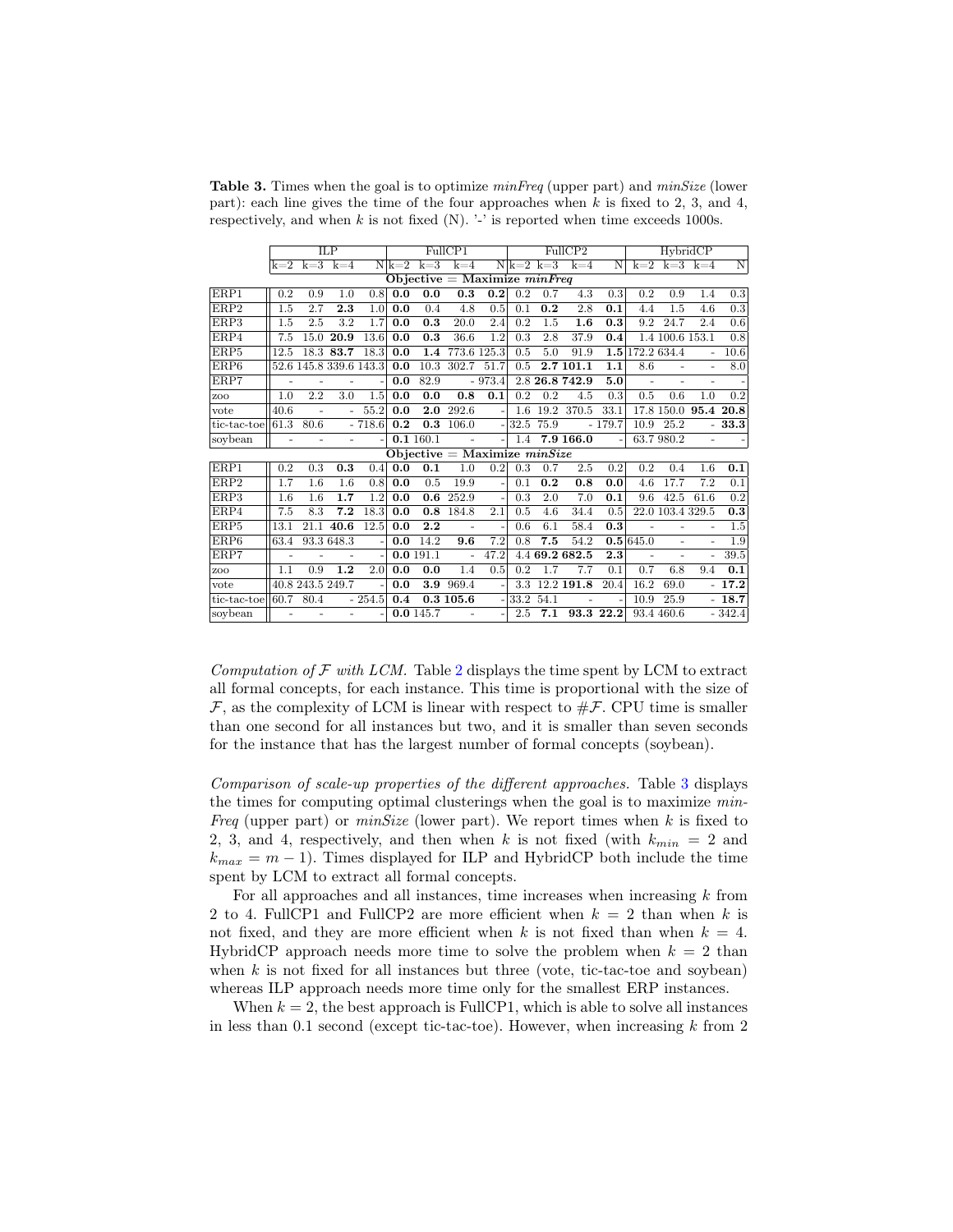**Table 3.** Times when the goal is to optimize *minFreq* (upper part) and *minSize* (lower part): each line gives the time of the four approaches when $k$ is fixed to 2, 3, and 4, respectively, and when $k$ is not fixed (N). '-' is reported when time exceeds 1000s.

| | ILP | | | | FullCP1 | | | | FullCP2 | | | | HybridCP | | | |
|---|---|---|---|---|---|---|---|---|---|---|---|---|---|---|---|---|
| | k=2 | k=3 | k=4 | N | k=2 | k=3 | k=4 | N | k=2 | k=3 | k=4 | N | k=2 | k=3 | k=4 | N |
| **Objective = Maximize *minFreq*** | | | | | | | | | | | | | | | | |
| ERP1 | 0.2 | 0.9 | 1.0 | 0.8 | **0.0** | **0.0** | **0.3** | **0.2** | 0.2 | 0.7 | 4.3 | 0.3 | 0.2 | 0.9 | 1.4 | 0.3 |
| ERP2 | 1.5 | 2.7 | **2.3** | 1.0 | **0.0** | 0.4 | 4.8 | 0.5 | 0.1 | **0.2** | 2.8 | **0.1** | 4.4 | 1.5 | 4.6 | 0.3 |
| ERP3 | 1.5 | 2.5 | 3.2 | 1.7 | **0.0** | **0.3** | 20.0 | 2.4 | 0.2 | 1.5 | **1.6** | **0.3** | 9.2 | 24.7 | 2.4 | 0.6 |
| ERP4 | 7.5 | 15.0 | **20.9** | 13.6 | **0.0** | **0.3** | 36.6 | 1.2 | 0.3 | 2.8 | 37.9 | **0.4** | 1.4 | 100.6 | 153.1 | 0.8 |
| ERP5 | 12.5 | 18.3 | **83.7** | 18.3 | **0.0** | **1.4** | 773.6 | 125.3 | 0.5 | 5.0 | 91.9 | **1.5** | 172.2 | 634.4 | - | 10.6 |
| ERP6 | 52.6 | 145.8 | 339.6 | 143.3 | **0.0** | 10.3 | 302.7 | 51.7 | 0.5 | **2.7** | **101.1** | **1.1** | 8.6 | - | - | 8.0 |
| ERP7 | - | - | - | - | **0.0** | 82.9 | - | 973.4 | 2.8 | **26.8** | **742.9** | **5.0** | - | - | - | - |
| zoo | 1.0 | 2.2 | 3.0 | 1.5 | **0.0** | **0.0** | **0.8** | **0.1** | 0.2 | 0.2 | 4.5 | 0.3 | 0.5 | 0.6 | 1.0 | 0.2 |
| vote | 40.6 | - | - | 55.2 | **0.0** | **2.0** | 292.6 | - | 1.6 | 19.2 | 370.5 | 33.1 | 17.8 | 150.0 | **95.4** | **20.8** |
| tic-tac-toe | 61.3 | 80.6 | - | 718.6 | **0.2** | **0.3** | 106.0 | - | 32.5 | 75.9 | - | 179.7 | 10.9 | 25.2 | - | **33.3** |
| soybean | - | - | - | - | **0.1** | 160.1 | - | - | 1.4 | **7.9** | **166.0** | - | 63.7 | 980.2 | - | - |
| **Objective = Maximize *minSize*** | | | | | | | | | | | | | | | | |
| ERP1 | 0.2 | 0.3 | **0.3** | 0.4 | **0.0** | **0.1** | 1.0 | 0.2 | 0.3 | 0.7 | 2.5 | 0.2 | 0.2 | 0.4 | 1.6 | **0.1** |
| ERP2 | 1.7 | 1.6 | 1.6 | 0.8 | **0.0** | 0.5 | 19.9 | - | 0.1 | **0.2** | **0.8** | **0.0** | 4.6 | 17.7 | 7.2 | 0.1 |
| ERP3 | 1.6 | 1.6 | **1.7** | 1.2 | **0.0** | **0.6** | 252.9 | - | 0.3 | 2.0 | 7.0 | **0.1** | 9.6 | 42.5 | 61.6 | 0.2 |
| ERP4 | 7.5 | 8.3 | **7.2** | 18.3 | **0.0** | **0.8** | 184.8 | 2.1 | 0.5 | 4.6 | 34.4 | 0.5 | 22.0 | 103.4 | 329.5 | **0.3** |
| ERP5 | 13.1 | 21.1 | **40.6** | 12.5 | **0.0** | **2.2** | - | - | 0.6 | 6.1 | 58.4 | **0.3** | - | - | - | 1.5 |
| ERP6 | 63.4 | 93.3 | 648.3 | - | **0.0** | 14.2 | **9.6** | 7.2 | 0.8 | **7.5** | 54.2 | **0.5** | 645.0 | - | - | 1.9 |
| ERP7 | - | - | - | - | **0.0** | 191.1 | - | 47.2 | 4.4 | **69.2** | **682.5** | **2.3** | - | - | - | 39.5 |
| zoo | 1.1 | 0.9 | **1.2** | 2.0 | **0.0** | **0.0** | 1.4 | 0.5 | 0.2 | 1.7 | 7.7 | 0.1 | 0.7 | 6.8 | 9.4 | **0.1** |
| vote | 40.8 | 243.5 | 249.7 | - | **0.0** | **3.9** | 969.4 | - | 3.3 | 12.2 | **191.8** | 20.4 | 16.2 | 69.0 | - | **17.2** |
| tic-tac-toe | 60.7 | 80.4 | - | 254.5 | **0.4** | **0.3** | **105.6** | - | 33.2 | 54.1 | - | - | 10.9 | 25.9 | - | **18.7** |
| soybean | - | - | - | - | **0.0** | 145.7 | - | - | 2.5 | **7.1** | **93.3** | **22.2** | 93.4 | 460.6 | - | 342.4 |

*Computation of $\mathcal{F}$ with LCM.* Table 2 displays the time spent by LCM to extract all formal concepts, for each instance. This time is proportional with the size of $\mathcal{F}$, as the complexity of LCM is linear with respect to $\#\mathcal{F}$. CPU time is smaller than one second for all instances but two, and it is smaller than seven seconds for the instance that has the largest number of formal concepts (soybean).

*Comparison of scale-up properties of the different approaches.* Table 3 displays the times for computing optimal clusterings when the goal is to maximize *minFreq* (upper part) or *minSize* (lower part). We report times when $k$ is fixed to 2, 3, and 4, respectively, and then when $k$ is not fixed (with $k_{min} = 2$ and $k_{max} = m - 1$). Times displayed for ILP and HybridCP both include the time spent by LCM to extract all formal concepts.

For all approaches and all instances, time increases when increasing $k$ from 2 to 4. FullCP1 and FullCP2 are more efficient when $k = 2$ than when $k$ is not fixed, and they are more efficient when $k$ is not fixed than when $k = 4$. HybridCP approach needs more time to solve the problem when $k = 2$ than when $k$ is not fixed for all instances but three (vote, tic-tac-toe and soybean) whereas ILP approach needs more time only for the smallest ERP instances.

When $k = 2$, the best approach is FullCP1, which is able to solve all instances in less than 0.1 second (except tic-tac-toe). However, when increasing $k$ from 2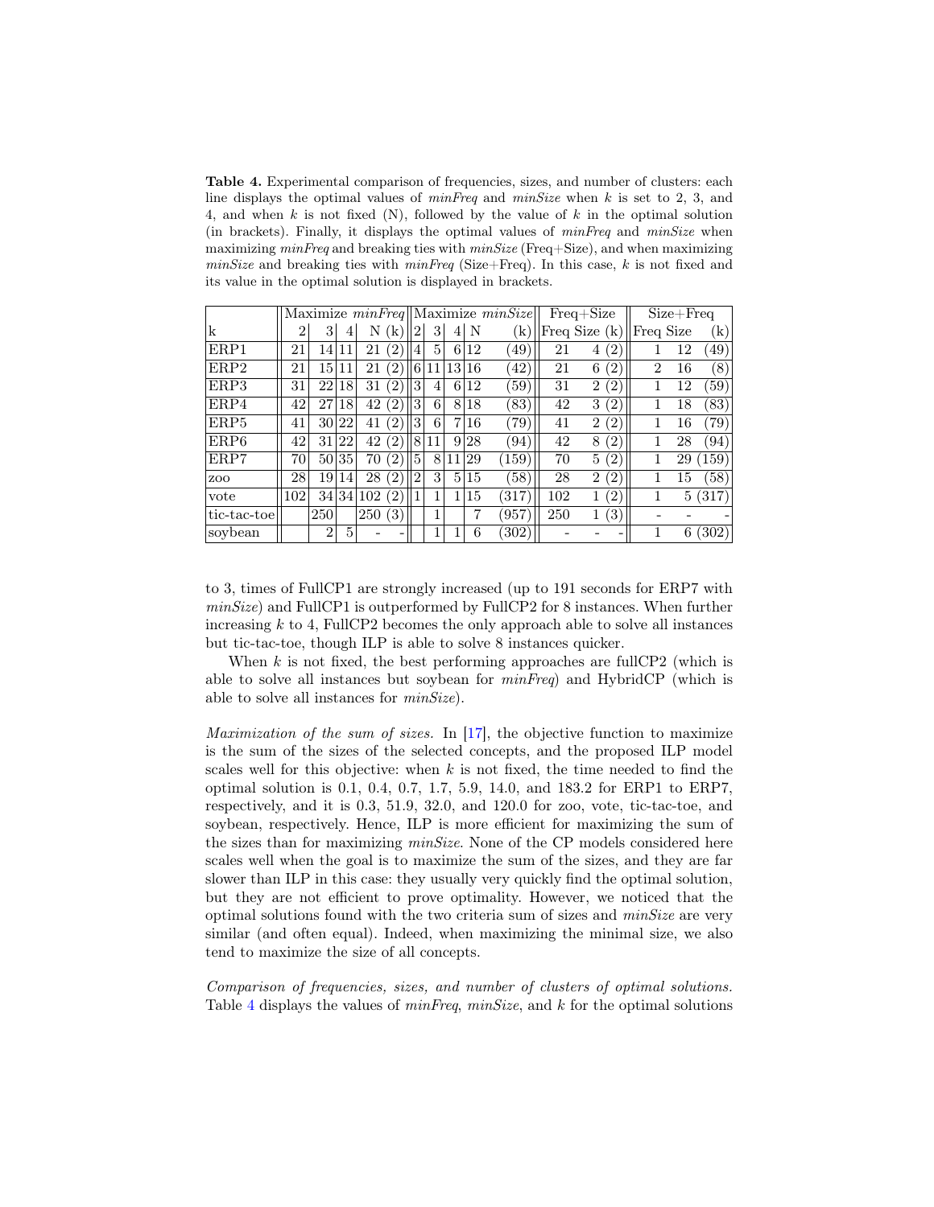**Table 4.** Experimental comparison of frequencies, sizes, and number of clusters: each line displays the optimal values of *minFreq* and *minSize* when $k$ is set to 2, 3, and 4, and when $k$ is not fixed (N), followed by the value of $k$ in the optimal solution (in brackets). Finally, it displays the optimal values of *minFreq* and *minSize* when maximizing *minFreq* and breaking ties with *minSize* (Freq+Size), and when maximizing *minSize* and breaking ties with *minFreq* (Size+Freq). In this case, $k$ is not fixed and its value in the optimal solution is displayed in brackets.

| | Maximize *minFreq* | | | | | Maximize *minSize* | | | | | Freq+Size | | | Size+Freq | | |
|---|---|---|---|---|---|---|---|---|---|---|---|---|---|---|---|---|
| k | 2 | 3 | 4 | N | (k) | 2 | 3 | 4 | N | (k) | Freq | Size | (k) | Freq | Size | (k) |
| ERP1 | 21 | 14 | 11 | 21 | (2) | 4 | 5 | 6 | 12 | (49) | 21 | 4 | (2) | 1 | 12 | (49) |
| ERP2 | 21 | 15 | 11 | 21 | (2) | 6 | 11 | 13 | 16 | (42) | 21 | 6 | (2) | 2 | 16 | (8) |
| ERP3 | 31 | 22 | 18 | 31 | (2) | 3 | 4 | 6 | 12 | (59) | 31 | 2 | (2) | 1 | 12 | (59) |
| ERP4 | 42 | 27 | 18 | 42 | (2) | 3 | 6 | 8 | 18 | (83) | 42 | 3 | (2) | 1 | 18 | (83) |
| ERP5 | 41 | 30 | 22 | 41 | (2) | 3 | 6 | 7 | 16 | (79) | 41 | 2 | (2) | 1 | 16 | (79) |
| ERP6 | 42 | 31 | 22 | 42 | (2) | 8 | 11 | 9 | 28 | (94) | 42 | 8 | (2) | 1 | 28 | (94) |
| ERP7 | 70 | 50 | 35 | 70 | (2) | 5 | 8 | 11 | 29 | (159) | 70 | 5 | (2) | 1 | 29 | (159) |
| zoo | 28 | 19 | 14 | 28 | (2) | 2 | 3 | 5 | 15 | (58) | 28 | 2 | (2) | 1 | 15 | (58) |
| vote | 102 | 34 | 34 | 102 | (2) | 1 | 1 | 1 | 15 | (317) | 102 | 1 | (2) | 1 | 5 | (317) |
| tic-tac-toe | | 250 | | 250 | (3) | | 1 | | 7 | (957) | 250 | 1 | (3) | - | - | - |
| soybean | | 2 | 5 | - | - | | 1 | 1 | 6 | (302) | - | - | - | 1 | 6 | (302) |

to 3, times of FullCP1 are strongly increased (up to 191 seconds for ERP7 with *minSize*) and FullCP1 is outperformed by FullCP2 for 8 instances. When further increasing $k$ to 4, FullCP2 becomes the only approach able to solve all instances but tic-tac-toe, though ILP is able to solve 8 instances quicker.

When $k$ is not fixed, the best performing approaches are fullCP2 (which is able to solve all instances but soybean for *minFreq*) and HybridCP (which is able to solve all instances for *minSize*).

*Maximization of the sum of sizes.* In [17], the objective function to maximize is the sum of the sizes of the selected concepts, and the proposed ILP model scales well for this objective: when $k$ is not fixed, the time needed to find the optimal solution is 0.1, 0.4, 0.7, 1.7, 5.9, 14.0, and 183.2 for ERP1 to ERP7, respectively, and it is 0.3, 51.9, 32.0, and 120.0 for zoo, vote, tic-tac-toe, and soybean, respectively. Hence, ILP is more efficient for maximizing the sum of the sizes than for maximizing *minSize*. None of the CP models considered here scales well when the goal is to maximize the sum of the sizes, and they are far slower than ILP in this case: they usually very quickly find the optimal solution, but they are not efficient to prove optimality. However, we noticed that the optimal solutions found with the two criteria sum of sizes and *minSize* are very similar (and often equal). Indeed, when maximizing the minimal size, we also tend to maximize the size of all concepts.

*Comparison of frequencies, sizes, and number of clusters of optimal solutions.* Table 4 displays the values of *minFreq*, *minSize*, and $k$ for the optimal solutions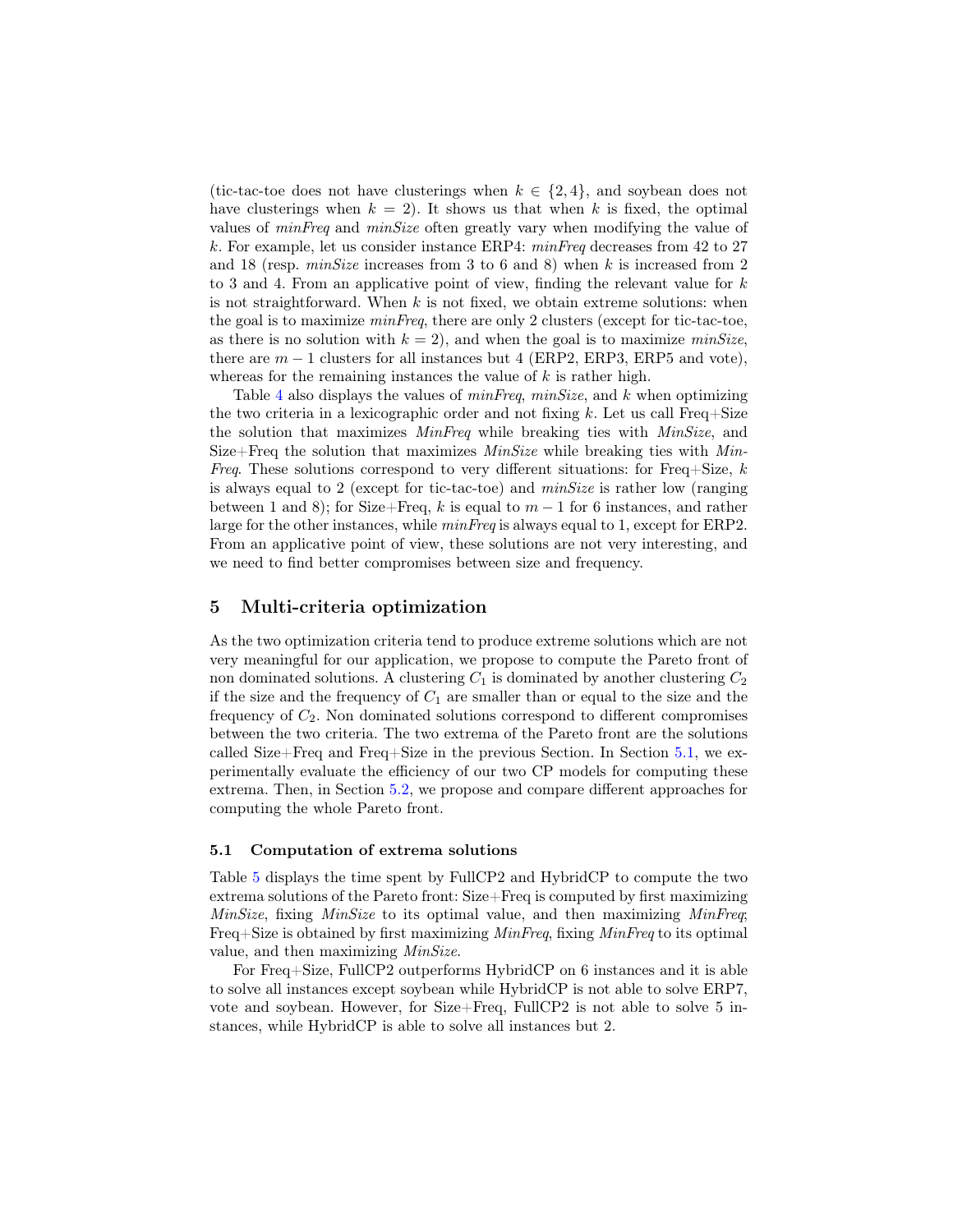(tic-tac-toe does not have clusterings when $k \in \{2, 4\}$, and soybean does not have clusterings when $k = 2$). It shows us that when $k$ is fixed, the optimal values of *minFreq* and *minSize* often greatly vary when modifying the value of $k$. For example, let us consider instance ERP4: *minFreq* decreases from 42 to 27 and 18 (resp. *minSize* increases from 3 to 6 and 8) when $k$ is increased from 2 to 3 and 4. From an applicative point of view, finding the relevant value for $k$ is not straightforward. When $k$ is not fixed, we obtain extreme solutions: when the goal is to maximize *minFreq*, there are only 2 clusters (except for tic-tac-toe, as there is no solution with $k = 2$), and when the goal is to maximize *minSize*, there are $m - 1$ clusters for all instances but 4 (ERP2, ERP3, ERP5 and vote), whereas for the remaining instances the value of $k$ is rather high.

Table 4 also displays the values of *minFreq*, *minSize*, and $k$ when optimizing the two criteria in a lexicographic order and not fixing $k$. Let us call Freq+Size the solution that maximizes *MinFreq* while breaking ties with *MinSize*, and Size+Freq the solution that maximizes *MinSize* while breaking ties with *MinFreq*. These solutions correspond to very different situations: for Freq+Size, $k$ is always equal to 2 (except for tic-tac-toe) and *minSize* is rather low (ranging between 1 and 8); for Size+Freq, $k$ is equal to $m - 1$ for 6 instances, and rather large for the other instances, while *minFreq* is always equal to 1, except for ERP2. From an applicative point of view, these solutions are not very interesting, and we need to find better compromises between size and frequency.

## 5 Multi-criteria optimization

As the two optimization criteria tend to produce extreme solutions which are not very meaningful for our application, we propose to compute the Pareto front of non dominated solutions. A clustering $C_1$ is dominated by another clustering $C_2$ if the size and the frequency of $C_1$ are smaller than or equal to the size and the frequency of $C_2$. Non dominated solutions correspond to different compromises between the two criteria. The two extrema of the Pareto front are the solutions called Size+Freq and Freq+Size in the previous Section. In Section 5.1, we experimentally evaluate the efficiency of our two CP models for computing these extrema. Then, in Section 5.2, we propose and compare different approaches for computing the whole Pareto front.

### 5.1 Computation of extrema solutions

Table 5 displays the time spent by FullCP2 and HybridCP to compute the two extrema solutions of the Pareto front: Size+Freq is computed by first maximizing *MinSize*, fixing *MinSize* to its optimal value, and then maximizing *MinFreq*; Freq+Size is obtained by first maximizing *MinFreq*, fixing *MinFreq* to its optimal value, and then maximizing *MinSize*.

For Freq+Size, FullCP2 outperforms HybridCP on 6 instances and it is able to solve all instances except soybean while HybridCP is not able to solve ERP7, vote and soybean. However, for Size+Freq, FullCP2 is not able to solve 5 instances, while HybridCP is able to solve all instances but 2.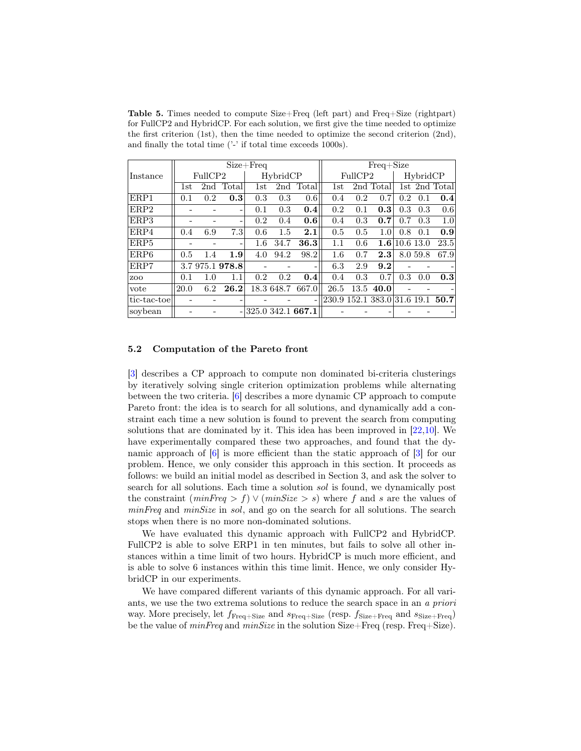**Table 5.** Times needed to compute Size+Freq (left part) and Freq+Size (rightpart) for FullCP2 and HybridCP. For each solution, we first give the time needed to optimize the first criterion (1st), then the time needed to optimize the second criterion (2nd), and finally the total time ('-' if total time exceeds 1000s).

| Instance | Size+Freq | | | | | | Freq+Size | | | | | |
|---|---|---|---|---|---|---|---|---|---|---|---|---|
| | FullCP2 | | | HybridCP | | | FullCP2 | | | HybridCP | | |
| | 1st | 2nd | Total | 1st | 2nd | Total | 1st | 2nd | Total | 1st | 2nd | Total |
| ERP1 | 0.1 | 0.2 | **0.3** | 0.3 | 0.3 | 0.6 | 0.4 | 0.2 | 0.7 | 0.2 | 0.1 | **0.4** |
| ERP2 | - | - | - | 0.1 | 0.3 | **0.4** | 0.2 | 0.1 | **0.3** | 0.3 | 0.3 | 0.6 |
| ERP3 | - | - | - | 0.2 | 0.4 | **0.6** | 0.4 | 0.3 | **0.7** | 0.7 | 0.3 | 1.0 |
| ERP4 | 0.4 | 6.9 | 7.3 | 0.6 | 1.5 | **2.1** | 0.5 | 0.5 | 1.0 | 0.8 | 0.1 | **0.9** |
| ERP5 | - | - | - | 1.6 | 34.7 | **36.3** | 1.1 | 0.6 | **1.6** | 10.6 | 13.0 | 23.5 |
| ERP6 | 0.5 | 1.4 | **1.9** | 4.0 | 94.2 | 98.2 | 1.6 | 0.7 | **2.3** | 8.0 | 59.8 | 67.9 |
| ERP7 | 3.7 | 975.1 | **978.8** | - | - | - | 6.3 | 2.9 | **9.2** | - | - | - |
| zoo | 0.1 | 1.0 | 1.1 | 0.2 | 0.2 | **0.4** | 0.4 | 0.3 | 0.7 | 0.3 | 0.0 | **0.3** |
| vote | 20.0 | 6.2 | **26.2** | 18.3 | 648.7 | 667.0 | 26.5 | 13.5 | **40.0** | - | - | - |
| tic-tac-toe | - | - | - | - | - | - | 230.9 | 152.1 | 383.0 | 31.6 | 19.1 | **50.7** |
| soybean | - | - | - | 325.0 | 342.1 | **667.1** | - | - | - | - | - | - |

### 5.2 Computation of the Pareto front

[3] describes a CP approach to compute non dominated bi-criteria clusterings by iteratively solving single criterion optimization problems while alternating between the two criteria. [6] describes a more dynamic CP approach to compute Pareto front: the idea is to search for all solutions, and dynamically add a constraint each time a new solution is found to prevent the search from computing solutions that are dominated by it. This idea has been improved in [22,10]. We have experimentally compared these two approaches, and found that the dynamic approach of [6] is more efficient than the static approach of [3] for our problem. Hence, we only consider this approach in this section. It proceeds as follows: we build an initial model as described in Section 3, and ask the solver to search for all solutions. Each time a solution *sol* is found, we dynamically post the constraint $(minFreq > f) \vee (minSize > s)$ where $f$ and $s$ are the values of *minFreq* and *minSize* in *sol*, and go on the search for all solutions. The search stops when there is no more non-dominated solutions.

We have evaluated this dynamic approach with FullCP2 and HybridCP. FullCP2 is able to solve ERP1 in ten minutes, but fails to solve all other instances within a time limit of two hours. HybridCP is much more efficient, and is able to solve 6 instances within this time limit. Hence, we only consider HybridCP in our experiments.

We have compared different variants of this dynamic approach. For all variants, we use the two extrema solutions to reduce the search space in an *a priori* way. More precisely, let $f_{\text{Freq+Size}}$ and $s_{\text{Freq+Size}}$ (resp. $f_{\text{Size+Freq}}$ and $s_{\text{Size+Freq}}$) be the value of *minFreq* and *minSize* in the solution Size+Freq (resp. Freq+Size).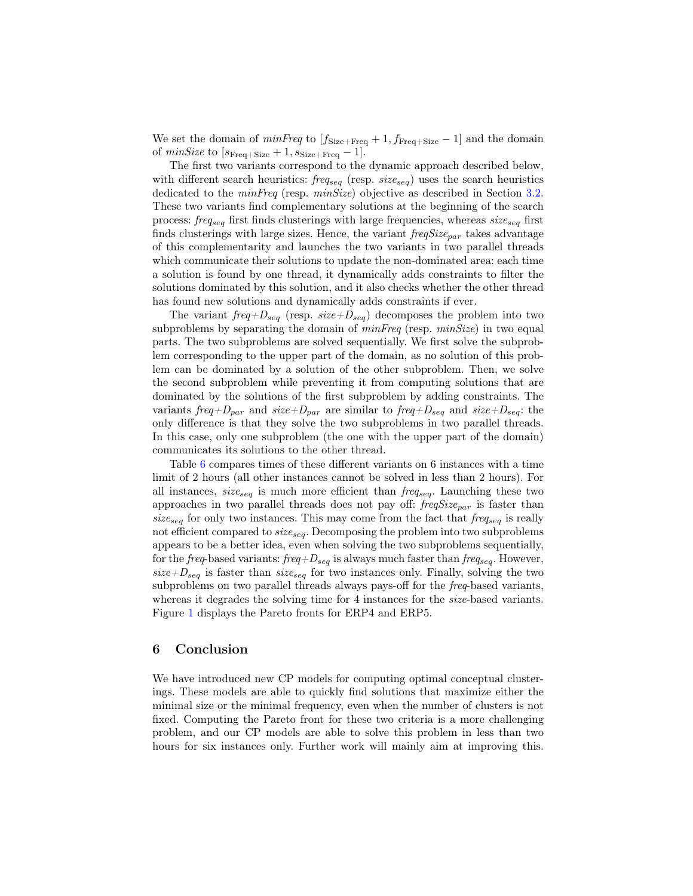We set the domain of *minFreq* to $[f_{\text{Size+Freq}}+1, f_{\text{Freq+Size}}-1]$ and the domain of *minSize* to $[s_{\text{Freq+Size}}+1, s_{\text{Size+Freq}}-1]$.

The first two variants correspond to the dynamic approach described below, with different search heuristics: $freq_{seq}$ (resp. $size_{seq}$) uses the search heuristics dedicated to the *minFreq* (resp. *minSize*) objective as described in Section 3.2. These two variants find complementary solutions at the beginning of the search process: $freq_{seq}$ first finds clusterings with large frequencies, whereas $size_{seq}$ first finds clusterings with large sizes. Hence, the variant $freqSize_{par}$ takes advantage of this complementarity and launches the two variants in two parallel threads which communicate their solutions to update the non-dominated area: each time a solution is found by one thread, it dynamically adds constraints to filter the solutions dominated by this solution, and it also checks whether the other thread has found new solutions and dynamically adds constraints if ever.

The variant $freq{+}D_{seq}$ (resp. $size{+}D_{seq}$) decomposes the problem into two subproblems by separating the domain of *minFreq* (resp. *minSize*) in two equal parts. The two subproblems are solved sequentially. We first solve the subproblem corresponding to the upper part of the domain, as no solution of this problem can be dominated by a solution of the other subproblem. Then, we solve the second subproblem while preventing it from computing solutions that are dominated by the solutions of the first subproblem by adding constraints. The variants $freq{+}D_{par}$ and $size{+}D_{par}$ are similar to $freq{+}D_{seq}$ and $size{+}D_{seq}$: the only difference is that they solve the two subproblems in two parallel threads. In this case, only one subproblem (the one with the upper part of the domain) communicates its solutions to the other thread.

Table 6 compares times of these different variants on 6 instances with a time limit of 2 hours (all other instances cannot be solved in less than 2 hours). For all instances, $size_{seq}$ is much more efficient than $freq_{seq}$. Launching these two approaches in two parallel threads does not pay off: $freqSize_{par}$ is faster than $size_{seq}$ for only two instances. This may come from the fact that $freq_{seq}$ is really not efficient compared to $size_{seq}$. Decomposing the problem into two subproblems appears to be a better idea, even when solving the two subproblems sequentially, for the *freq*-based variants: $freq{+}D_{seq}$ is always much faster than $freq_{seq}$. However, $size{+}D_{seq}$ is faster than $size_{seq}$ for two instances only. Finally, solving the two subproblems on two parallel threads always pays-off for the *freq*-based variants, whereas it degrades the solving time for 4 instances for the *size*-based variants. Figure 1 displays the Pareto fronts for ERP4 and ERP5.

## 6 Conclusion

We have introduced new CP models for computing optimal conceptual clusterings. These models are able to quickly find solutions that maximize either the minimal size or the minimal frequency, even when the number of clusters is not fixed. Computing the Pareto front for these two criteria is a more challenging problem, and our CP models are able to solve this problem in less than two hours for six instances only. Further work will mainly aim at improving this.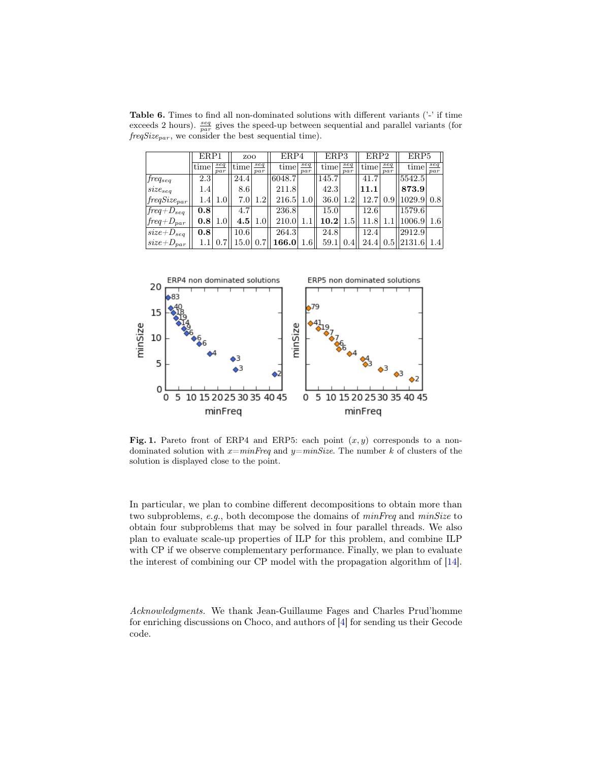**Table 6.** Times to find all non-dominated solutions with different variants ('-' if time exceeds 2 hours). $\frac{seq}{par}$ gives the speed-up between sequential and parallel variants (for $freqSize_{par}$, we consider the best sequential time).

| | ERP1 | | zoo | | ERP4 | | ERP3 | | ERP2 | | ERP5 | |
|---|---|---|---|---|---|---|---|---|---|---|---|---|
| | time | $\frac{seq}{par}$ | time | $\frac{seq}{par}$ | time | $\frac{seq}{par}$ | time | $\frac{seq}{par}$ | time | $\frac{seq}{par}$ | time | $\frac{seq}{par}$ |
| $freq_{seq}$ | 2.3 | | 24.4 | | 6048.7 | | 145.7 | | 41.7 | | 5542.5 | |
| $size_{seq}$ | 1.4 | | 8.6 | | 211.8 | | 42.3 | | **11.1** | | **873.9** | |
| $freqSize_{par}$ | 1.4 | 1.0 | 7.0 | 1.2 | 216.5 | 1.0 | 36.0 | 1.2 | 12.7 | 0.9 | 1029.9 | 0.8 |
| $freq{+}D_{seq}$ | **0.8** | | 4.7 | | 236.8 | | 15.0 | | 12.6 | | 1579.6 | |
| $freq{+}D_{par}$ | **0.8** | 1.0 | **4.5** | 1.0 | 210.0 | 1.1 | **10.2** | 1.5 | 11.8 | 1.1 | 1006.9 | 1.6 |
| $size{+}D_{seq}$ | **0.8** | | 10.6 | | 264.3 | | 24.8 | | 12.4 | | 2912.9 | |
| $size{+}D_{par}$ | 1.1 | 0.7 | 15.0 | 0.7 | **166.0** | 1.6 | 59.1 | 0.4 | 24.4 | 0.5 | 2131.6 | 1.4 |

**Fig. 1.** Pareto front of ERP4 and ERP5: each point $(x, y)$ corresponds to a non-dominated solution with $x$=*minFreq* and $y$=*minSize*. The number $k$ of clusters of the solution is displayed close to the point.

In particular, we plan to combine different decompositions to obtain more than two subproblems, *e.g.*, both decompose the domains of *minFreq* and *minSize* to obtain four subproblems that may be solved in four parallel threads. We also plan to evaluate scale-up properties of ILP for this problem, and combine ILP with CP if we observe complementary performance. Finally, we plan to evaluate the interest of combining our CP model with the propagation algorithm of [14].

*Acknowledgments.* We thank Jean-Guillaume Fages and Charles Prud'homme for enriching discussions on Choco, and authors of [4] for sending us their Gecode code.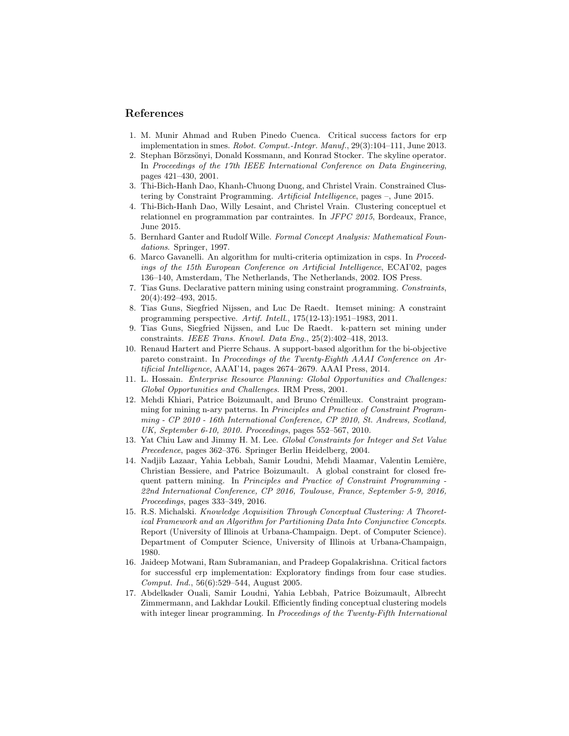## References

1. M. Munir Ahmad and Ruben Pinedo Cuenca. Critical success factors for erp implementation in smes. *Robot. Comput.-Integr. Manuf.*, 29(3):104–111, June 2013.
2. Stephan Börzsönyi, Donald Kossmann, and Konrad Stocker. The skyline operator. In *Proceedings of the 17th IEEE International Conference on Data Engineering*, pages 421–430, 2001.
3. Thi-Bich-Hanh Dao, Khanh-Chuong Duong, and Christel Vrain. Constrained Clustering by Constraint Programming. *Artificial Intelligence*, pages –, June 2015.
4. Thi-Bich-Hanh Dao, Willy Lesaint, and Christel Vrain. Clustering conceptuel et relationnel en programmation par contraintes. In *JFPC 2015*, Bordeaux, France, June 2015.
5. Bernhard Ganter and Rudolf Wille. *Formal Concept Analysis: Mathematical Foundations*. Springer, 1997.
6. Marco Gavanelli. An algorithm for multi-criteria optimization in csps. In *Proceedings of the 15th European Conference on Artificial Intelligence*, ECAI'02, pages 136–140, Amsterdam, The Netherlands, The Netherlands, 2002. IOS Press.
7. Tias Guns. Declarative pattern mining using constraint programming. *Constraints*, 20(4):492–493, 2015.
8. Tias Guns, Siegfried Nijssen, and Luc De Raedt. Itemset mining: A constraint programming perspective. *Artif. Intell.*, 175(12-13):1951–1983, 2011.
9. Tias Guns, Siegfried Nijssen, and Luc De Raedt. k-pattern set mining under constraints. *IEEE Trans. Knowl. Data Eng.*, 25(2):402–418, 2013.
10. Renaud Hartert and Pierre Schaus. A support-based algorithm for the bi-objective pareto constraint. In *Proceedings of the Twenty-Eighth AAAI Conference on Artificial Intelligence*, AAAI'14, pages 2674–2679. AAAI Press, 2014.
11. L. Hossain. *Enterprise Resource Planning: Global Opportunities and Challenges: Global Opportunities and Challenges*. IRM Press, 2001.
12. Mehdi Khiari, Patrice Boizumault, and Bruno Crémilleux. Constraint programming for mining n-ary patterns. In *Principles and Practice of Constraint Programming - CP 2010 - 16th International Conference, CP 2010, St. Andrews, Scotland, UK, September 6-10, 2010. Proceedings*, pages 552–567, 2010.
13. Yat Chiu Law and Jimmy H. M. Lee. *Global Constraints for Integer and Set Value Precedence*, pages 362–376. Springer Berlin Heidelberg, 2004.
14. Nadjib Lazaar, Yahia Lebbah, Samir Loudni, Mehdi Maamar, Valentin Lemière, Christian Bessiere, and Patrice Boizumault. A global constraint for closed frequent pattern mining. In *Principles and Practice of Constraint Programming - 22nd International Conference, CP 2016, Toulouse, France, September 5-9, 2016, Proceedings*, pages 333–349, 2016.
15. R.S. Michalski. *Knowledge Acquisition Through Conceptual Clustering: A Theoretical Framework and an Algorithm for Partitioning Data Into Conjunctive Concepts*. Report (University of Illinois at Urbana-Champaign. Dept. of Computer Science). Department of Computer Science, University of Illinois at Urbana-Champaign, 1980.
16. Jaideep Motwani, Ram Subramanian, and Pradeep Gopalakrishna. Critical factors for successful erp implementation: Exploratory findings from four case studies. *Comput. Ind.*, 56(6):529–544, August 2005.
17. Abdelkader Ouali, Samir Loudni, Yahia Lebbah, Patrice Boizumault, Albrecht Zimmermann, and Lakhdar Loukil. Efficiently finding conceptual clustering models with integer linear programming. In *Proceedings of the Twenty-Fifth International*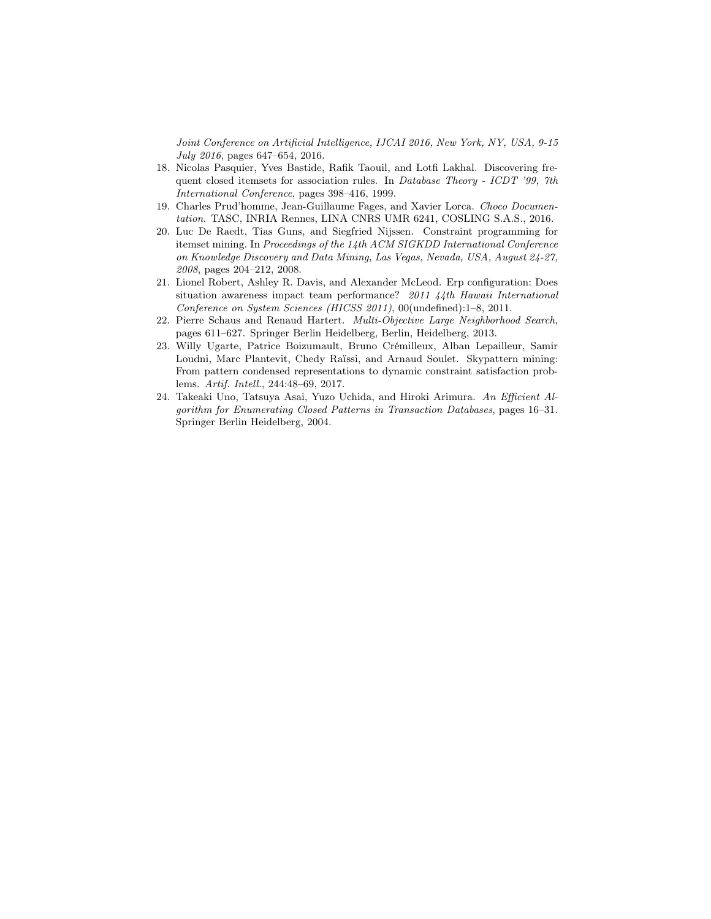*Joint Conference on Artificial Intelligence, IJCAI 2016, New York, NY, USA, 9-15 July 2016*, pages 647–654, 2016.

18. Nicolas Pasquier, Yves Bastide, Rafik Taouil, and Lotfi Lakhal. Discovering frequent closed itemsets for association rules. In *Database Theory - ICDT '99, 7th International Conference*, pages 398–416, 1999.
19. Charles Prud'homme, Jean-Guillaume Fages, and Xavier Lorca. *Choco Documentation.* TASC, INRIA Rennes, LINA CNRS UMR 6241, COSLING S.A.S., 2016.
20. Luc De Raedt, Tias Guns, and Siegfried Nijssen. Constraint programming for itemset mining. In *Proceedings of the 14th ACM SIGKDD International Conference on Knowledge Discovery and Data Mining, Las Vegas, Nevada, USA, August 24-27, 2008*, pages 204–212, 2008.
21. Lionel Robert, Ashley R. Davis, and Alexander McLeod. Erp configuration: Does situation awareness impact team performance? *2011 44th Hawaii International Conference on System Sciences (HICSS 2011)*, 00(undefined):1–8, 2011.
22. Pierre Schaus and Renaud Hartert. *Multi-Objective Large Neighborhood Search*, pages 611–627. Springer Berlin Heidelberg, Berlin, Heidelberg, 2013.
23. Willy Ugarte, Patrice Boizumault, Bruno Crémilleux, Alban Lepailleur, Samir Loudni, Marc Plantevit, Chedy Raïssi, and Arnaud Soulet. Skypattern mining: From pattern condensed representations to dynamic constraint satisfaction problems. *Artif. Intell.*, 244:48–69, 2017.
24. Takeaki Uno, Tatsuya Asai, Yuzo Uchida, and Hiroki Arimura. *An Efficient Algorithm for Enumerating Closed Patterns in Transaction Databases*, pages 16–31. Springer Berlin Heidelberg, 2004.